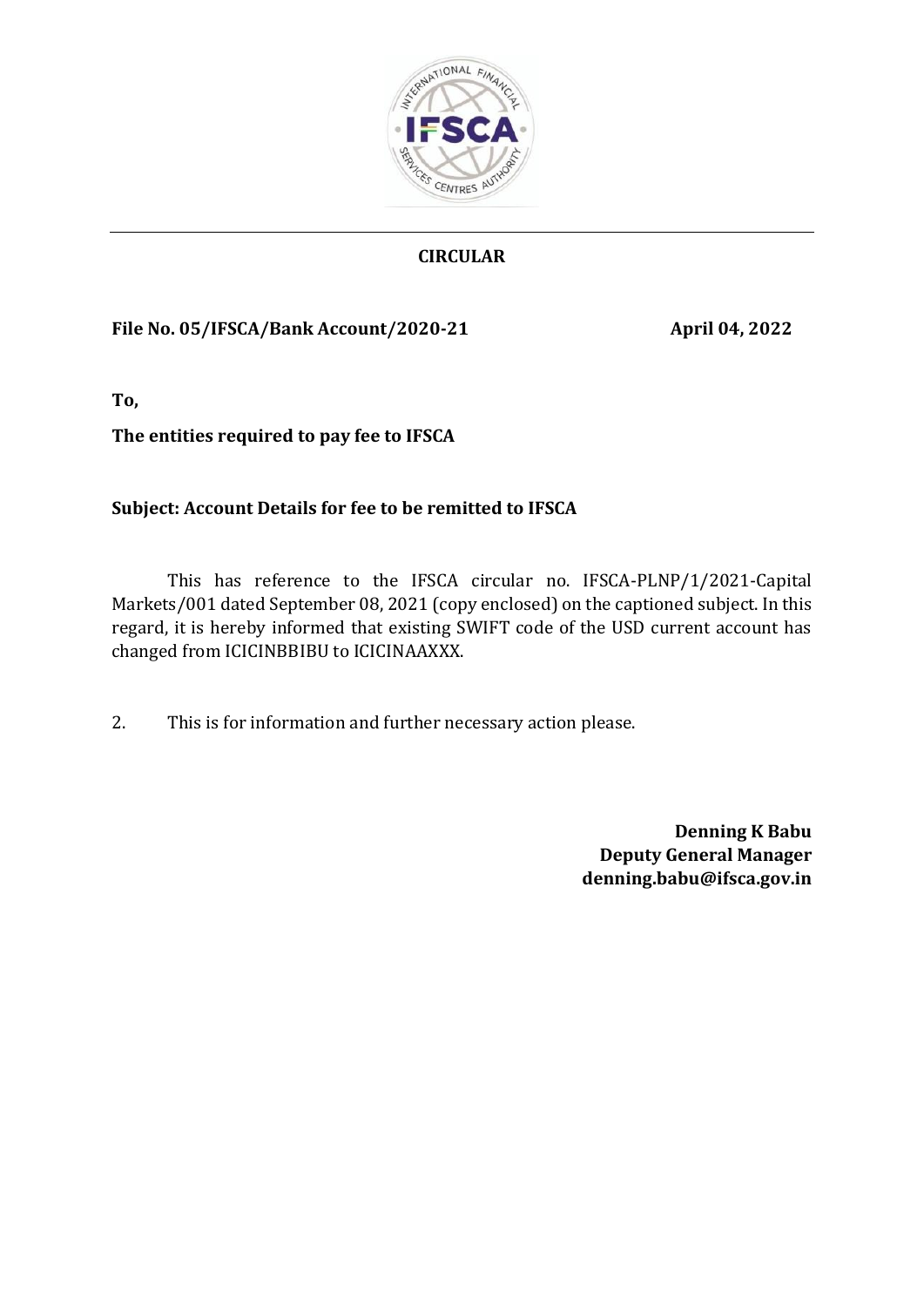## CIRCULAR

**File No. 05/IFSCA/Bank Account/2020-21** **April 04, 2022**

**To,**

**The entities required to pay fee to IFSCA**

**Subject: Account Details for fee to be remitted to IFSCA**

This has reference to the IFSCA circular no. IFSCA-PLNP/1/2021-Capital Markets/001 dated September 08, 2021 (copy enclosed) on the captioned subject. In this regard, it is hereby informed that existing SWIFT code of the USD current account has changed from ICICINBBIBU to ICICINAAXXX.

2. This is for information and further necessary action please.

**Denning K Babu**
**Deputy General Manager**
**denning.babu@ifsca.gov.in**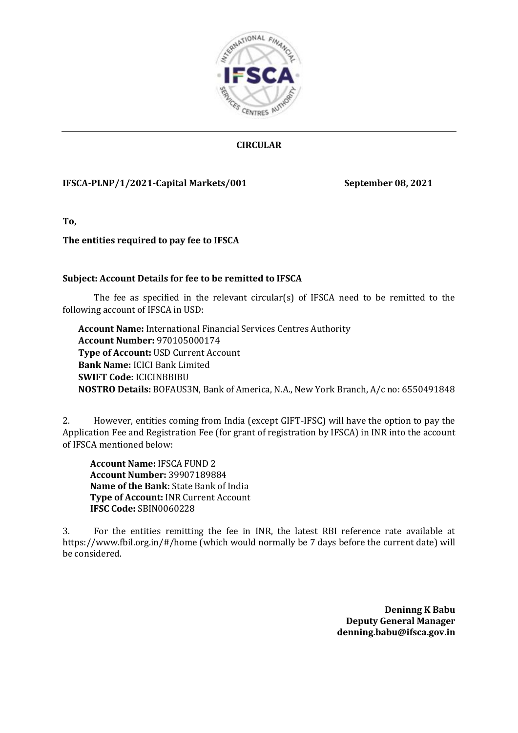**CIRCULAR**

**IFSCA-PLNP/1/2021-Capital Markets/001** **September 08, 2021**

**To,**

**The entities required to pay fee to IFSCA**

**Subject: Account Details for fee to be remitted to IFSCA**

The fee as specified in the relevant circular(s) of IFSCA need to be remitted to the following account of IFSCA in USD:

**Account Name:** International Financial Services Centres Authority
**Account Number:** 970105000174
**Type of Account:** USD Current Account
**Bank Name:** ICICI Bank Limited
**SWIFT Code:** ICICINBBIBU
**NOSTRO Details:** BOFAUS3N, Bank of America, N.A., New York Branch, A/c no: 6550491848

2. However, entities coming from India (except GIFT-IFSC) will have the option to pay the Application Fee and Registration Fee (for grant of registration by IFSCA) in INR into the account of IFSCA mentioned below:

**Account Name:** IFSCA FUND 2
**Account Number:** 39907189884
**Name of the Bank:** State Bank of India
**Type of Account:** INR Current Account
**IFSC Code:** SBIN0060228

3. For the entities remitting the fee in INR, the latest RBI reference rate available at https://www.fbil.org.in/#/home (which would normally be 7 days before the current date) will be considered.

**Deninng K Babu**
**Deputy General Manager**
**denning.babu@ifsca.gov.in**